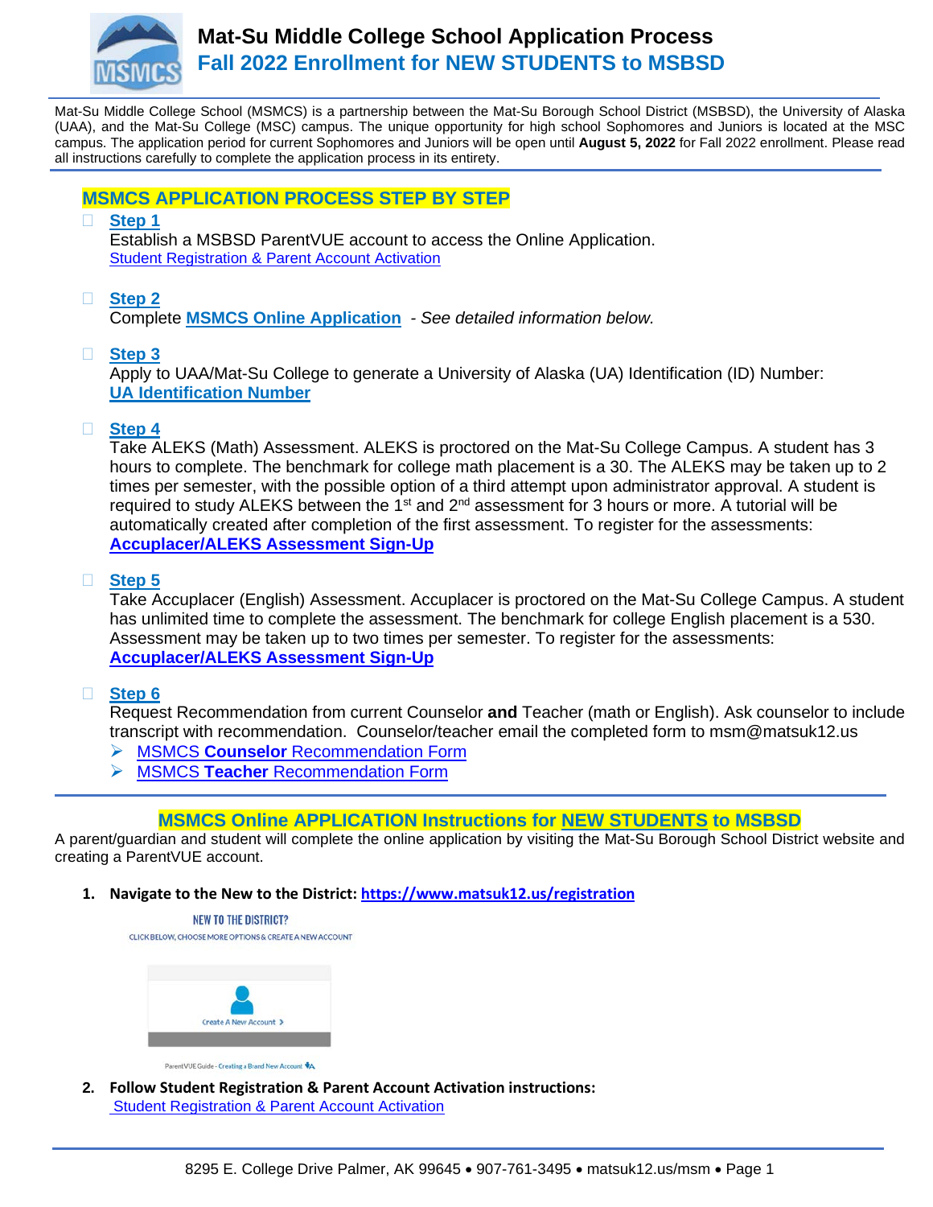# Mat-Su Middle College School Application Process

## Fall 2022 Enrollment for NEW STUDENTS to MSBSD

Mat-Su Middle College School (MSMCS) is a partnership between the Mat-Su Borough School District (MSBSD), the University of Alaska (UAA), and the Mat-Su College (MSC) campus. The unique opportunity for high school Sophomores and Juniors is located at the MSC campus. The application period for current Sophomores and Juniors will be open until **August 5, 2022** for Fall 2022 enrollment. Please read all instructions carefully to complete the application process in its entirety.

## MSMCS APPLICATION PROCESS STEP BY STEP

- [ ] **Step 1**
  Establish a MSBSD ParentVUE account to access the Online Application.
  Student Registration & Parent Account Activation

- [ ] **Step 2**
  Complete **MSMCS Online Application** - *See detailed information below.*

- [ ] **Step 3**
  Apply to UAA/Mat-Su College to generate a University of Alaska (UA) Identification (ID) Number:
  **UA Identification Number**

- [ ] **Step 4**
  Take ALEKS (Math) Assessment. ALEKS is proctored on the Mat-Su College Campus. A student has 3 hours to complete. The benchmark for college math placement is a 30. The ALEKS may be taken up to 2 times per semester, with the possible option of a third attempt upon administrator approval. A student is required to study ALEKS between the 1st and 2nd assessment for 3 hours or more. A tutorial will be automatically created after completion of the first assessment. To register for the assessments:
  **Accuplacer/ALEKS Assessment Sign-Up**

- [ ] **Step 5**
  Take Accuplacer (English) Assessment. Accuplacer is proctored on the Mat-Su College Campus. A student has unlimited time to complete the assessment. The benchmark for college English placement is a 530. Assessment may be taken up to two times per semester. To register for the assessments:
  **Accuplacer/ALEKS Assessment Sign-Up**

- [ ] **Step 6**
  Request Recommendation from current Counselor **and** Teacher (math or English). Ask counselor to include transcript with recommendation. Counselor/teacher email the completed form to msm@matsuk12.us
  - MSMCS **Counselor** Recommendation Form
  - MSMCS **Teacher** Recommendation Form

## MSMCS Online APPLICATION Instructions for NEW STUDENTS to MSBSD

A parent/guardian and student will complete the online application by visiting the Mat-Su Borough School District website and creating a ParentVUE account.

1. **Navigate to the New to the District: https://www.matsuk12.us/registration**

   NEW TO THE DISTRICT?
   CLICK BELOW, CHOOSE MORE OPTIONS & CREATE A NEW ACCOUNT

   Create A New Account >

   ParentVUE Guide - Creating a Brand New Account

2. **Follow Student Registration & Parent Account Activation instructions:**
   Student Registration & Parent Account Activation

8295 E. College Drive Palmer, AK 99645 • 907-761-3495 • matsuk12.us/msm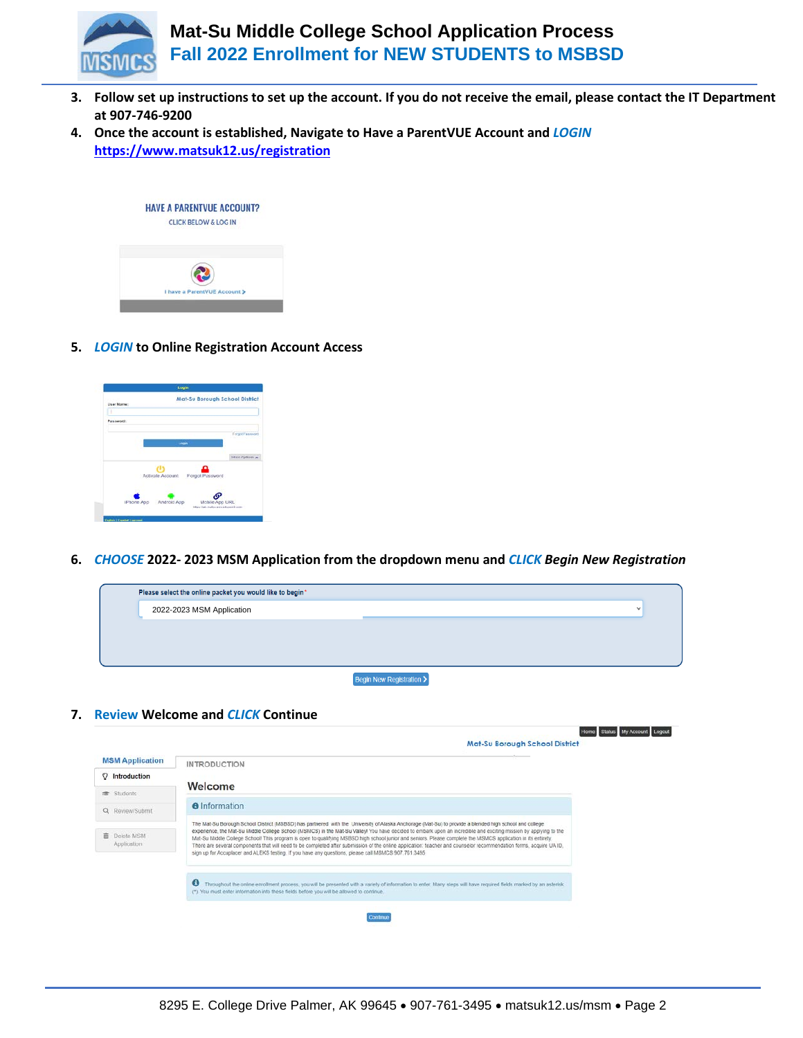3. **Follow set up instructions to set up the account. If you do not receive the email, please contact the IT Department at 907-746-9200**
4. **Once the account is established, Navigate to Have a ParentVUE Account and *LOGIN* [https://www.matsuk12.us/registration](https://www.matsuk12.us/registration)**

5. ***LOGIN* to Online Registration Account Access**

6. ***CHOOSE* 2022- 2023 MSM Application from the dropdown menu and *CLICK Begin New Registration***

7. **Review Welcome and *CLICK* Continue**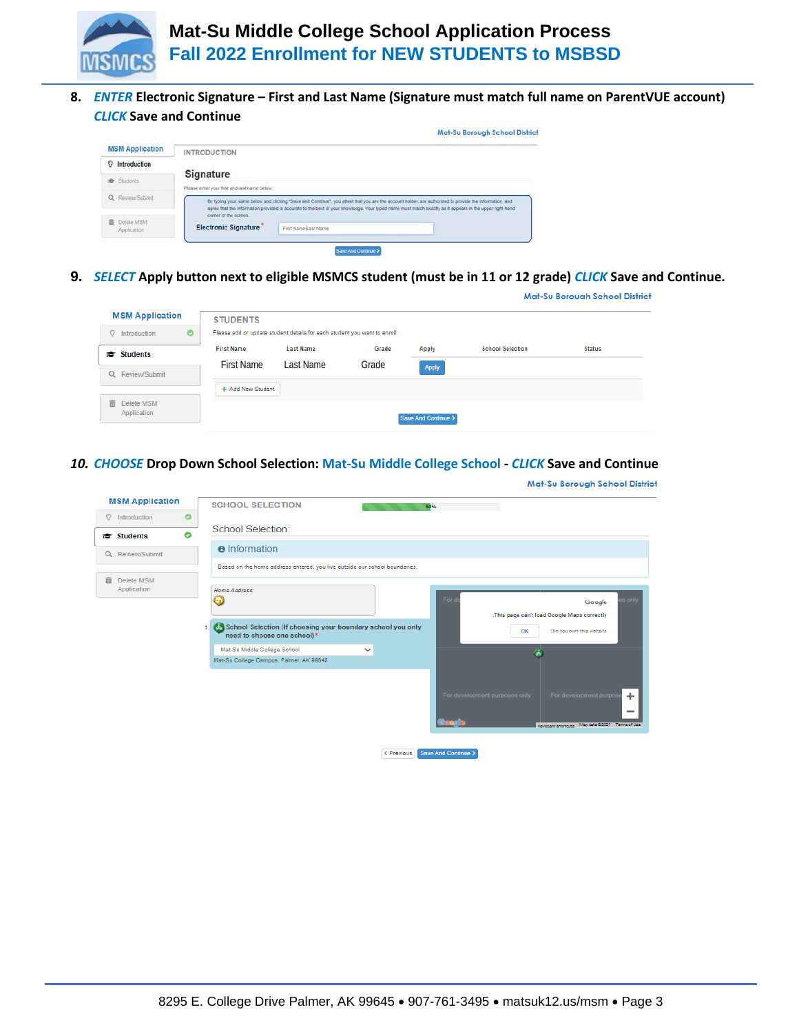**8.** ***ENTER*** **Electronic Signature – First and Last Name (Signature must match full name on ParentVUE account)** ***CLICK*** **Save and Continue**

Mat-Su Borough School District

| MSM Application | INTRODUCTION |
|---|---|
| Introduction | **Signature** |
| Students | Please enter your first and last name below: |
| Review/Submit | By typing your name below and clicking "Save and Continue", you attest that you are the account holder, are authorized to provide the information, and agree that the information provided is accurate to the best of your knowledge. Your typed name must match exactly as it appears in the upper right-hand corner of the screen. |
| Delete MSM Application | Electronic Signature * First Name Last Name |

Save And Continue >

**9.** ***SELECT*** **Apply button next to eligible MSMCS student (must be in 11 or 12 grade)** ***CLICK*** **Save and Continue.**

Mat-Su Borough School District

MSM Application: Introduction, Students, Review/Submit, Delete MSM Application

STUDENTS

Please add or update student details for each student you want to enroll:

| First Name | Last Name | Grade | Apply | School Selection | Status |
|---|---|---|---|---|---|
| First Name | Last Name | Grade | Apply | | |

+ Add New Student

Save And Continue >

***10. CHOOSE*** **Drop Down School Selection: Mat-Su Middle College School -** ***CLICK*** **Save and Continue**

Mat-Su Borough School District

MSM Application: Introduction, Students, Review/Submit, Delete MSM Application

SCHOOL SELECTION 50%

School Selection:

Information

Based on the home address entered, you live outside our school boundaries.

Home Address:

1. School Selection (If choosing your boundary school you only need to choose one school) *

Mat-Su Middle College School

Mat-Su College Campus, Palmer, AK 99645

< Previous | Save And Continue >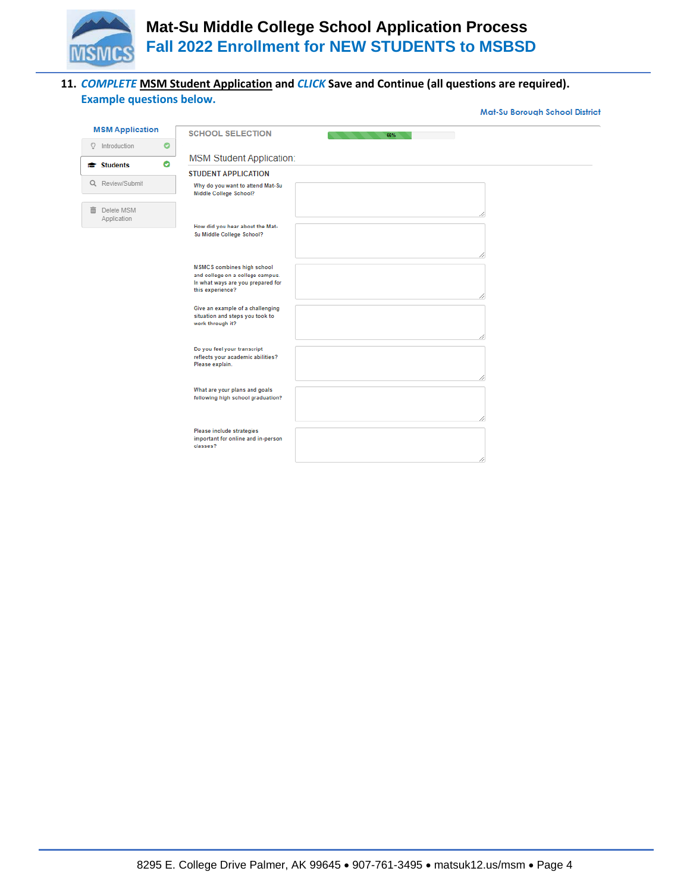# Mat-Su Middle College School Application Process

## Fall 2022 Enrollment for NEW STUDENTS to MSBSD

11. ***COMPLETE*** **MSM Student Application** **and** ***CLICK*** **Save and Continue (all questions are required).**
    **Example questions below.**

Mat-Su Borough School District

**MSM Application**

- Introduction
- **Students**
- Review/Submit
- Delete MSM Application

SCHOOL SELECTION 66%

MSM Student Application:

STUDENT APPLICATION

- Why do you want to attend Mat-Su Middle College School?
- How did you hear about the Mat-Su Middle College School?
- MSMCS combines high school and college on a college campus. In what ways are you prepared for this experience?
- Give an example of a challenging situation and steps you took to work through it?
- Do you feel your transcript reflects your academic abilities? Please explain.
- What are your plans and goals following high school graduation?
- Please include strategies important for online and in-person classes?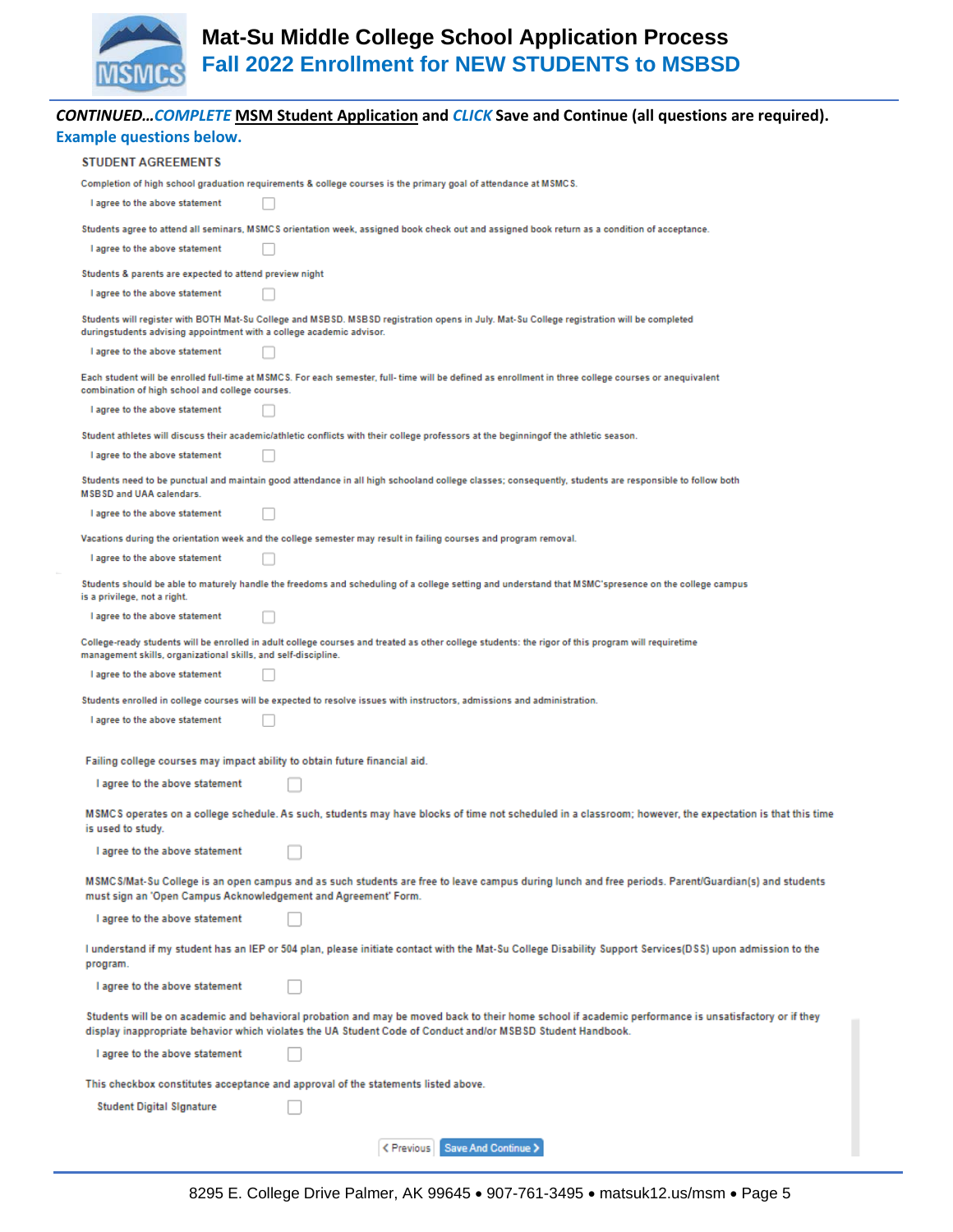# Mat-Su Middle College School Application Process

## Fall 2022 Enrollment for NEW STUDENTS to MSBSD

***CONTINUED…COMPLETE*** **MSM Student Application** **and** ***CLICK*** **Save and Continue (all questions are required).**

**Example questions below.**

### STUDENT AGREEMENTS

Completion of high school graduation requirements & college courses is the primary goal of attendance at MSMCS.

I agree to the above statement ☐

Students agree to attend all seminars, MSMCS orientation week, assigned book check out and assigned book return as a condition of acceptance.

I agree to the above statement ☐

Students & parents are expected to attend preview night

I agree to the above statement ☐

Students will register with BOTH Mat-Su College and MSBSD. MSBSD registration opens in July. Mat-Su College registration will be completed duringstudents advising appointment with a college academic advisor.

I agree to the above statement ☐

Each student will be enrolled full-time at MSMCS. For each semester, full- time will be defined as enrollment in three college courses or anequivalent combination of high school and college courses.

I agree to the above statement ☐

Student athletes will discuss their academic/athletic conflicts with their college professors at the beginningof the athletic season.

I agree to the above statement ☐

Students need to be punctual and maintain good attendance in all high schooland college classes; consequently, students are responsible to follow both MSBSD and UAA calendars.

I agree to the above statement ☐

Vacations during the orientation week and the college semester may result in failing courses and program removal.

I agree to the above statement ☐

Students should be able to maturely handle the freedoms and scheduling of a college setting and understand that MSMC'spresence on the college campus is a privilege, not a right.

I agree to the above statement ☐

College-ready students will be enrolled in adult college courses and treated as other college students: the rigor of this program will requiretime management skills, organizational skills, and self-discipline.

I agree to the above statement ☐

Students enrolled in college courses will be expected to resolve issues with instructors, admissions and administration.

I agree to the above statement ☐

Failing college courses may impact ability to obtain future financial aid.

I agree to the above statement ☐

MSMCS operates on a college schedule. As such, students may have blocks of time not scheduled in a classroom; however, the expectation is that this time is used to study.

I agree to the above statement ☐

MSMCS/Mat-Su College is an open campus and as such students are free to leave campus during lunch and free periods. Parent/Guardian(s) and students must sign an 'Open Campus Acknowledgement and Agreement' Form.

I agree to the above statement ☐

I understand if my student has an IEP or 504 plan, please initiate contact with the Mat-Su College Disability Support Services(DSS) upon admission to the program.

I agree to the above statement ☐

Students will be on academic and behavioral probation and may be moved back to their home school if academic performance is unsatisfactory or if they display inappropriate behavior which violates the UA Student Code of Conduct and/or MSBSD Student Handbook.

I agree to the above statement ☐

This checkbox constitutes acceptance and approval of the statements listed above.

Student Digital Signature ☐

< Previous | Save And Continue >

8295 E. College Drive Palmer, AK 99645 • 907-761-3495 • matsuk12.us/msm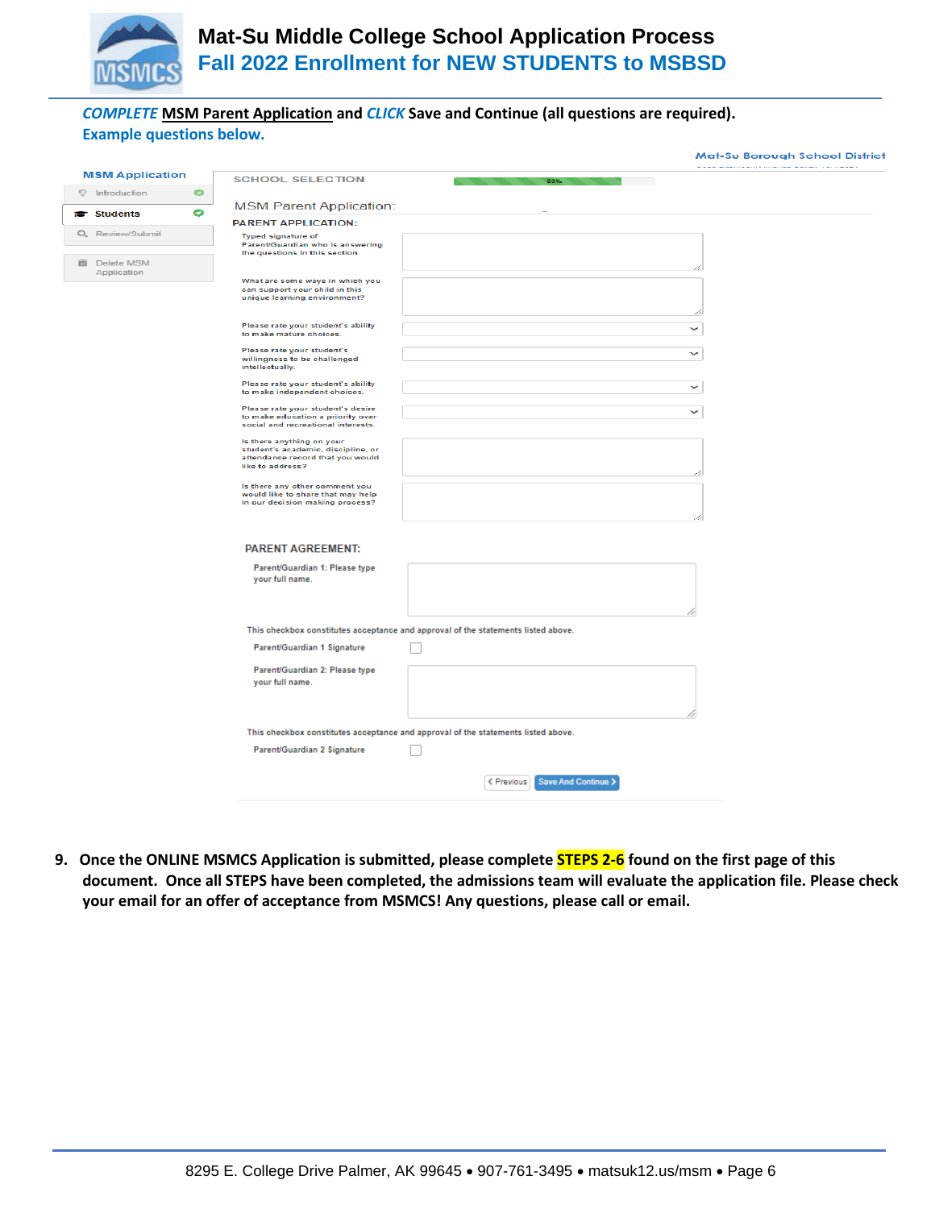# Mat-Su Middle College School Application Process

## Fall 2022 Enrollment for NEW STUDENTS to MSBSD

***COMPLETE*** **MSM Parent Application** **and** ***CLICK*** **Save and Continue (all questions are required).**

**Example questions below.**

Mat-Su Borough School District

MSM Application

- Introduction
- Students
- Review/Submit
- Delete MSM Application

SCHOOL SELECTION

83%

MSM Parent Application:

PARENT APPLICATION:

Typed signature of Parent/Guardian who is answering the questions in this section.

What are some ways in which you can support your child in this unique learning environment?

Please rate your student's ability to make mature choices.

Please rate your student's willingness to be challenged intellectually.

Please rate your student's ability to make independent choices.

Please rate your student's desire to make education a priority over social and recreational interests.

Is there anything on your student's academic, discipline, or attendance record that you would like to address?

Is there any other comment you would like to share that may help in our decision making process?

PARENT AGREEMENT:

Parent/Guardian 1: Please type your full name.

This checkbox constitutes acceptance and approval of the statements listed above.

Parent/Guardian 1 Signature

Parent/Guardian 2: Please type your full name.

This checkbox constitutes acceptance and approval of the statements listed above.

Parent/Guardian 2 Signature

< Previous | Save And Continue >

9. **Once the ONLINE MSMCS Application is submitted, please complete STEPS 2-6 found on the first page of this document. Once all STEPS have been completed, the admissions team will evaluate the application file. Please check your email for an offer of acceptance from MSMCS! Any questions, please call or email.**

8295 E. College Drive Palmer, AK 99645 • 907-761-3495 • matsuk12.us/msm